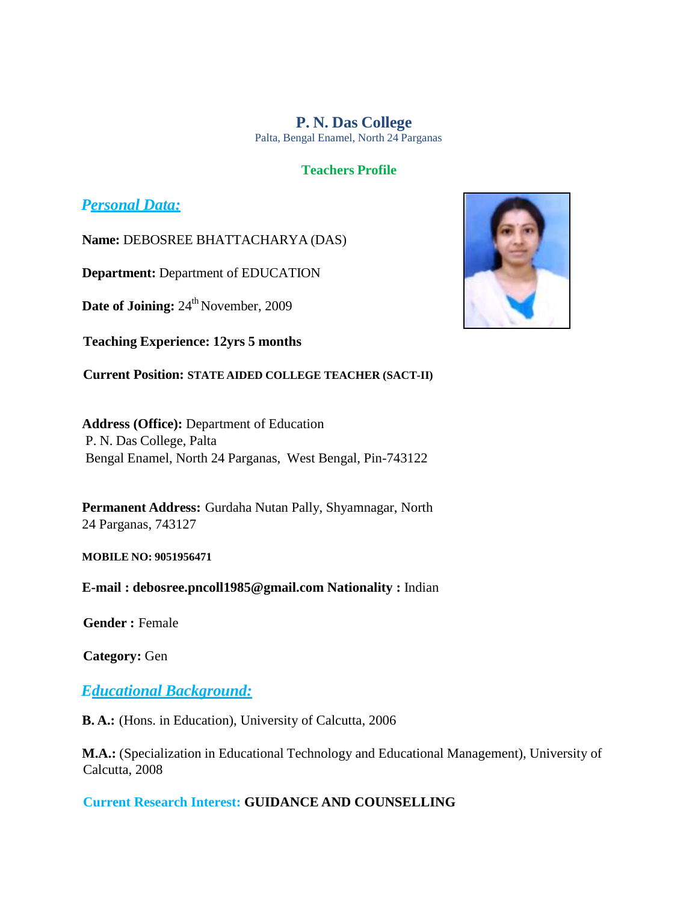# P. N. Das College

Palta, Bengal Enamel, North 24 Parganas

## Teachers Profile

## *Personal Data:*

**Name:** DEBOSREE BHATTACHARYA (DAS)

**Department:** Department of EDUCATION

**Date of Joining:** 24th November, 2009

**Teaching Experience: 12yrs 5 months**

**Current Position: STATE AIDED COLLEGE TEACHER (SACT-II)**

**Address (Office):** Department of Education
P. N. Das College, Palta
Bengal Enamel, North 24 Parganas, West Bengal, Pin-743122

**Permanent Address:** Gurdaha Nutan Pally, Shyamnagar, North 24 Parganas, 743127

**MOBILE NO: 9051956471**

**E-mail : debosree.pncoll1985@gmail.com Nationality :** Indian

**Gender :** Female

**Category:** Gen

## *Educational Background:*

**B. A.:** (Hons. in Education), University of Calcutta, 2006

**M.A.:** (Specialization in Educational Technology and Educational Management), University of Calcutta, 2008

**Current Research Interest: GUIDANCE AND COUNSELLING**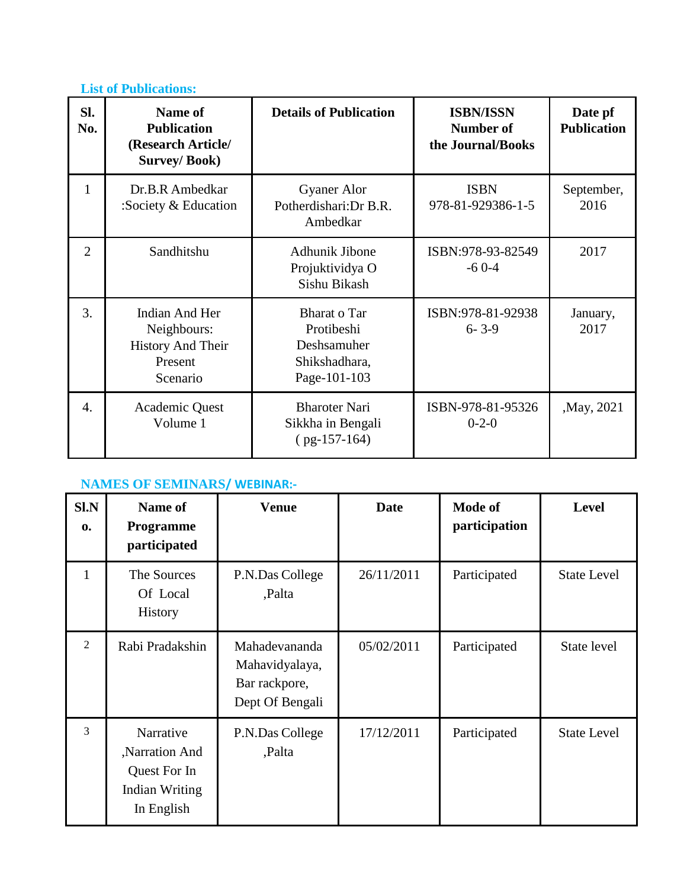**List of Publications:**

| Sl. No. | Name of Publication (Research Article/ Survey/ Book) | Details of Publication | ISBN/ISSN Number of the Journal/Books | Date pf Publication |
|---|---|---|---|---|
| 1 | Dr.B.R Ambedkar :Society & Education | Gyaner Alor Potherdishari:Dr B.R. Ambedkar | ISBN 978-81-929386-1-5 | September, 2016 |
| 2 | Sandhitshu | Adhunik Jibone Projuktividya O Sishu Bikash | ISBN:978-93-82549 -6 0-4 | 2017 |
| 3. | Indian And Her Neighbours: History And Their Present Scenario | Bharat o Tar Protibeshi Deshsamuher Shikshadhara, Page-101-103 | ISBN:978-81-92938 6- 3-9 | January, 2017 |
| 4. | Academic Quest Volume 1 | Bharoter Nari Sikkha in Bengali ( pg-157-164) | ISBN-978-81-95326 0-2-0 | ,May, 2021 |

**NAMES OF SEMINARS/ WEBINAR:-**

| Sl.No. | Name of Programme participated | Venue | Date | Mode of participation | Level |
|---|---|---|---|---|---|
| 1 | The Sources Of Local History | P.N.Das College ,Palta | 26/11/2011 | Participated | State Level |
| 2 | Rabi Pradakshin | Mahadevananda Mahavidyalaya, Bar rackpore, Dept Of Bengali | 05/02/2011 | Participated | State level |
| 3 | Narrative ,Narration And Quest For In Indian Writing In English | P.N.Das College ,Palta | 17/12/2011 | Participated | State Level |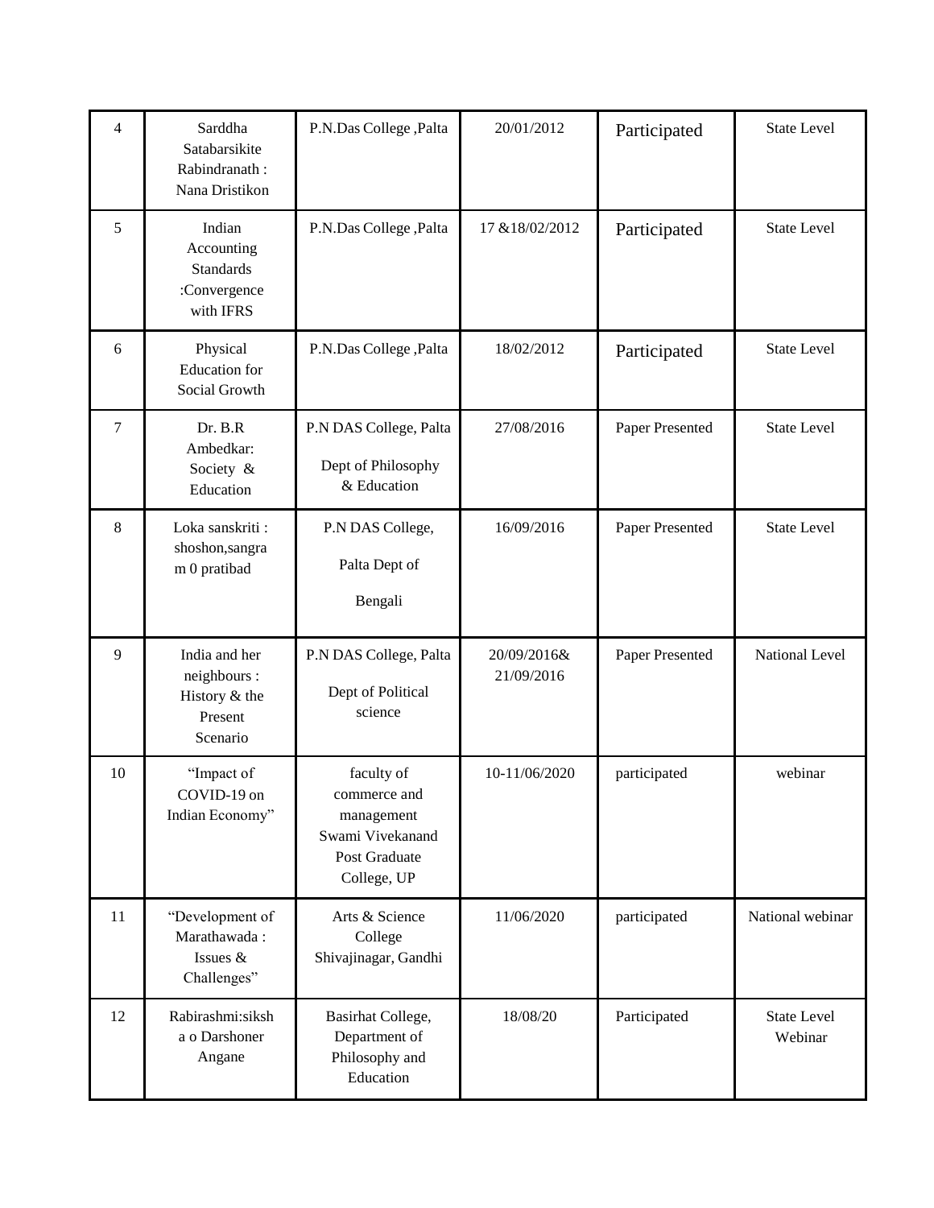| 4 | Sarddha Satabarsikite Rabindranath : Nana Dristikon | P.N.Das College ,Palta | 20/01/2012 | Participated | State Level |
|---|---|---|---|---|---|
| 5 | Indian Accounting Standards :Convergence with IFRS | P.N.Das College ,Palta | 17 &18/02/2012 | Participated | State Level |
| 6 | Physical Education for Social Growth | P.N.Das College ,Palta | 18/02/2012 | Participated | State Level |
| 7 | Dr. B.R Ambedkar: Society & Education | P.N DAS College, Palta Dept of Philosophy & Education | 27/08/2016 | Paper Presented | State Level |
| 8 | Loka sanskriti : shoshon,sangra m 0 pratibad | P.N DAS College, Palta Dept of Bengali | 16/09/2016 | Paper Presented | State Level |
| 9 | India and her neighbours : History & the Present Scenario | P.N DAS College, Palta Dept of Political science | 20/09/2016& 21/09/2016 | Paper Presented | National Level |
| 10 | "Impact of COVID-19 on Indian Economy" | faculty of commerce and management Swami Vivekanand Post Graduate College, UP | 10-11/06/2020 | participated | webinar |
| 11 | "Development of Marathawada : Issues & Challenges" | Arts & Science College Shivajinagar, Gandhi | 11/06/2020 | participated | National webinar |
| 12 | Rabirashmi:siksh a o Darshoner Angane | Basirhat College, Department of Philosophy and Education | 18/08/20 | Participated | State Level Webinar |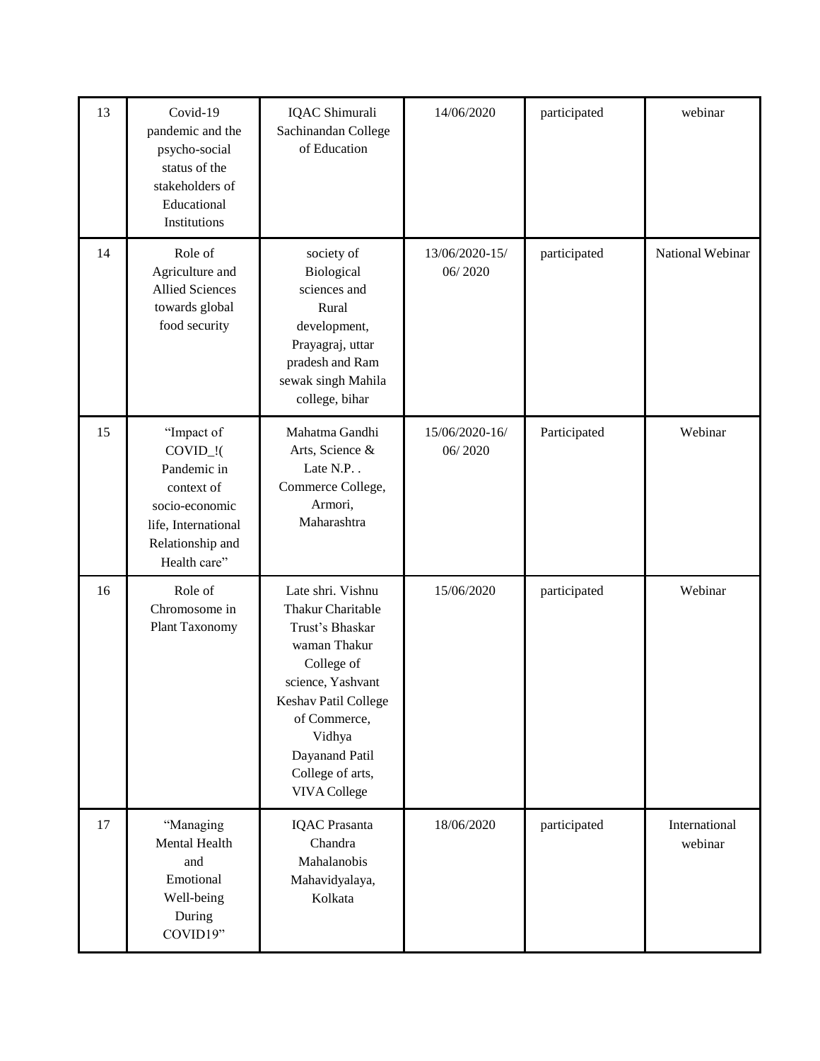| 13 | Covid-19 pandemic and the psycho-social status of the stakeholders of Educational Institutions | IQAC Shimurali Sachinandan College of Education | 14/06/2020 | participated | webinar |
|---|---|---|---|---|---|
| 14 | Role of Agriculture and Allied Sciences towards global food security | society of Biological sciences and Rural development, Prayagraj, uttar pradesh and Ram sewak singh Mahila college, bihar | 13/06/2020-15/ 06/ 2020 | participated | National Webinar |
| 15 | "Impact of COVID_!( Pandemic in context of socio-economic life, International Relationship and Health care" | Mahatma Gandhi Arts, Science & Late N.P. . Commerce College, Armori, Maharashtra | 15/06/2020-16/ 06/ 2020 | Participated | Webinar |
| 16 | Role of Chromosome in Plant Taxonomy | Late shri. Vishnu Thakur Charitable Trust's Bhaskar waman Thakur College of science, Yashvant Keshav Patil College of Commerce, Vidhya Dayanand Patil College of arts, VIVA College | 15/06/2020 | participated | Webinar |
| 17 | "Managing Mental Health and Emotional Well-being During COVID19" | IQAC Prasanta Chandra Mahalanobis Mahavidyalaya, Kolkata | 18/06/2020 | participated | International webinar |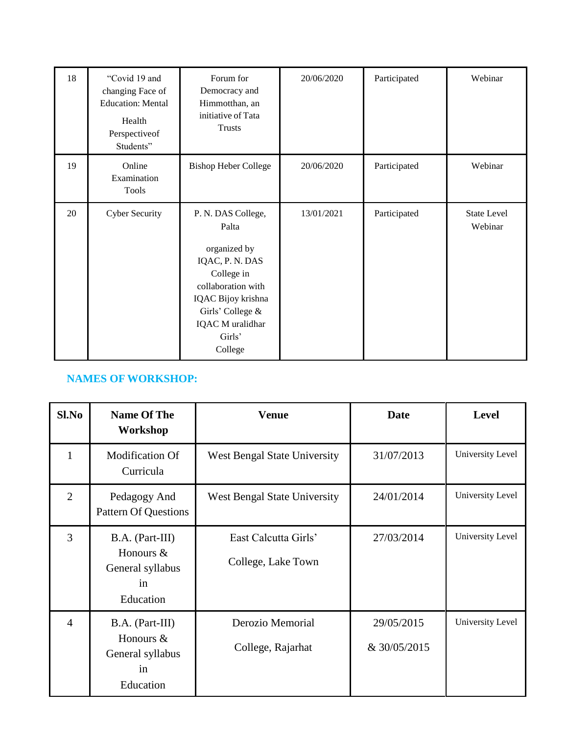| 18 | "Covid 19 and changing Face of Education: Mental Health Perspectiveof Students" | Forum for Democracy and Himmotthan, an initiative of Tata Trusts | 20/06/2020 | Participated | Webinar |
|---|---|---|---|---|---|
| 19 | Online Examination Tools | Bishop Heber College | 20/06/2020 | Participated | Webinar |
| 20 | Cyber Security | P. N. DAS College, Palta<br><br>organized by IQAC, P. N. DAS College in collaboration with IQAC Bijoy krishna Girls' College & IQAC M uralidhar Girls' College | 13/01/2021 | Participated | State Level Webinar |

## NAMES OF WORKSHOP:

| Sl.No | Name Of The Workshop | Venue | Date | Level |
|---|---|---|---|---|
| 1 | Modification Of Curricula | West Bengal State University | 31/07/2013 | University Level |
| 2 | Pedagogy And Pattern Of Questions | West Bengal State University | 24/01/2014 | University Level |
| 3 | B.A. (Part-III) Honours & General syllabus in Education | East Calcutta Girls' College, Lake Town | 27/03/2014 | University Level |
| 4 | B.A. (Part-III) Honours & General syllabus in Education | Derozio Memorial College, Rajarhat | 29/05/2015 & 30/05/2015 | University Level |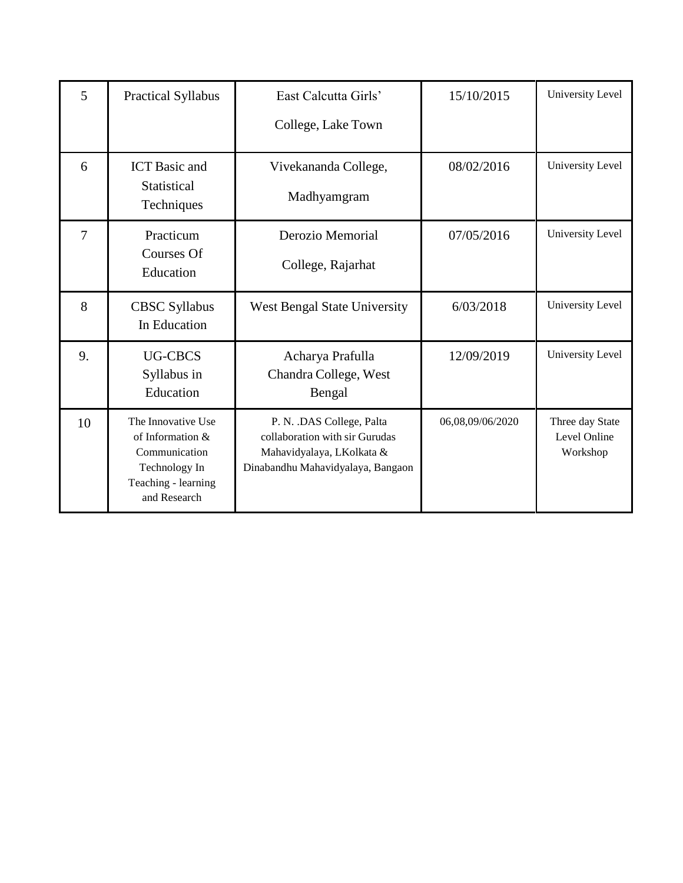| | | | | |
|---|---|---|---|---|
| 5 | Practical Syllabus | East Calcutta Girls' College, Lake Town | 15/10/2015 | University Level |
| 6 | ICT Basic and Statistical Techniques | Vivekananda College, Madhyamgram | 08/02/2016 | University Level |
| 7 | Practicum Courses Of Education | Derozio Memorial College, Rajarhat | 07/05/2016 | University Level |
| 8 | CBSC Syllabus In Education | West Bengal State University | 6/03/2018 | University Level |
| 9. | UG-CBCS Syllabus in Education | Acharya Prafulla Chandra College, West Bengal | 12/09/2019 | University Level |
| 10 | The Innovative Use of Information & Communication Technology In Teaching - learning and Research | P. N. .DAS College, Palta collaboration with sir Gurudas Mahavidyalaya, LKolkata & Dinabandhu Mahavidyalaya, Bangaon | 06,08,09/06/2020 | Three day State Level Online Workshop |